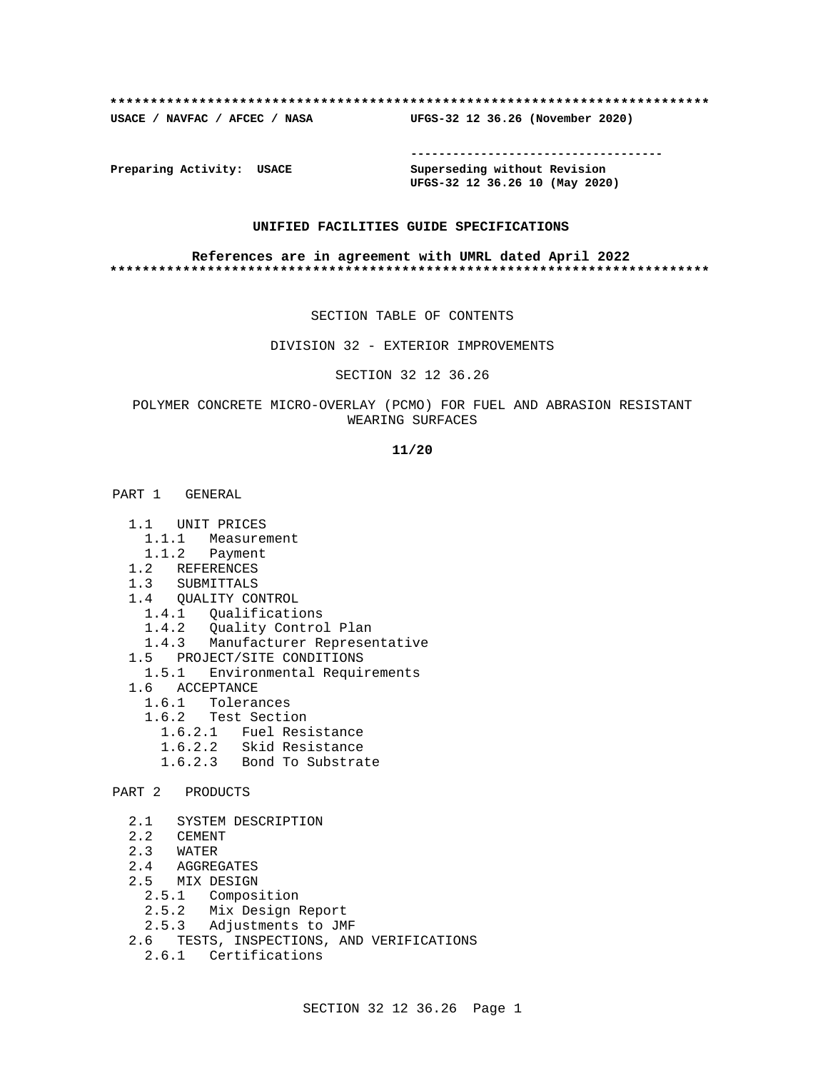**************************************************************************

**USACE / NAVFAC / AFCEC / NASA** **UFGS-32 12 36.26 (November 2020)**

-----------------------------------

**Preparing Activity: USACE** **Superseding without Revision**
**UFGS-32 12 36.26 10 (May 2020)**

**UNIFIED FACILITIES GUIDE SPECIFICATIONS**

**References are in agreement with UMRL dated April 2022**

**************************************************************************

SECTION TABLE OF CONTENTS

DIVISION 32 - EXTERIOR IMPROVEMENTS

SECTION 32 12 36.26

POLYMER CONCRETE MICRO-OVERLAY (PCMO) FOR FUEL AND ABRASION RESISTANT WEARING SURFACES

**11/20**

PART 1 GENERAL

- 1.1 UNIT PRICES
  - 1.1.1 Measurement
  - 1.1.2 Payment
- 1.2 REFERENCES
- 1.3 SUBMITTALS
- 1.4 QUALITY CONTROL
  - 1.4.1 Qualifications
  - 1.4.2 Quality Control Plan
  - 1.4.3 Manufacturer Representative
- 1.5 PROJECT/SITE CONDITIONS
  - 1.5.1 Environmental Requirements
- 1.6 ACCEPTANCE
  - 1.6.1 Tolerances
  - 1.6.2 Test Section
    - 1.6.2.1 Fuel Resistance
    - 1.6.2.2 Skid Resistance
    - 1.6.2.3 Bond To Substrate

PART 2 PRODUCTS

- 2.1 SYSTEM DESCRIPTION
- 2.2 CEMENT
- 2.3 WATER
- 2.4 AGGREGATES
- 2.5 MIX DESIGN
  - 2.5.1 Composition
  - 2.5.2 Mix Design Report
  - 2.5.3 Adjustments to JMF
- 2.6 TESTS, INSPECTIONS, AND VERIFICATIONS
  - 2.6.1 Certifications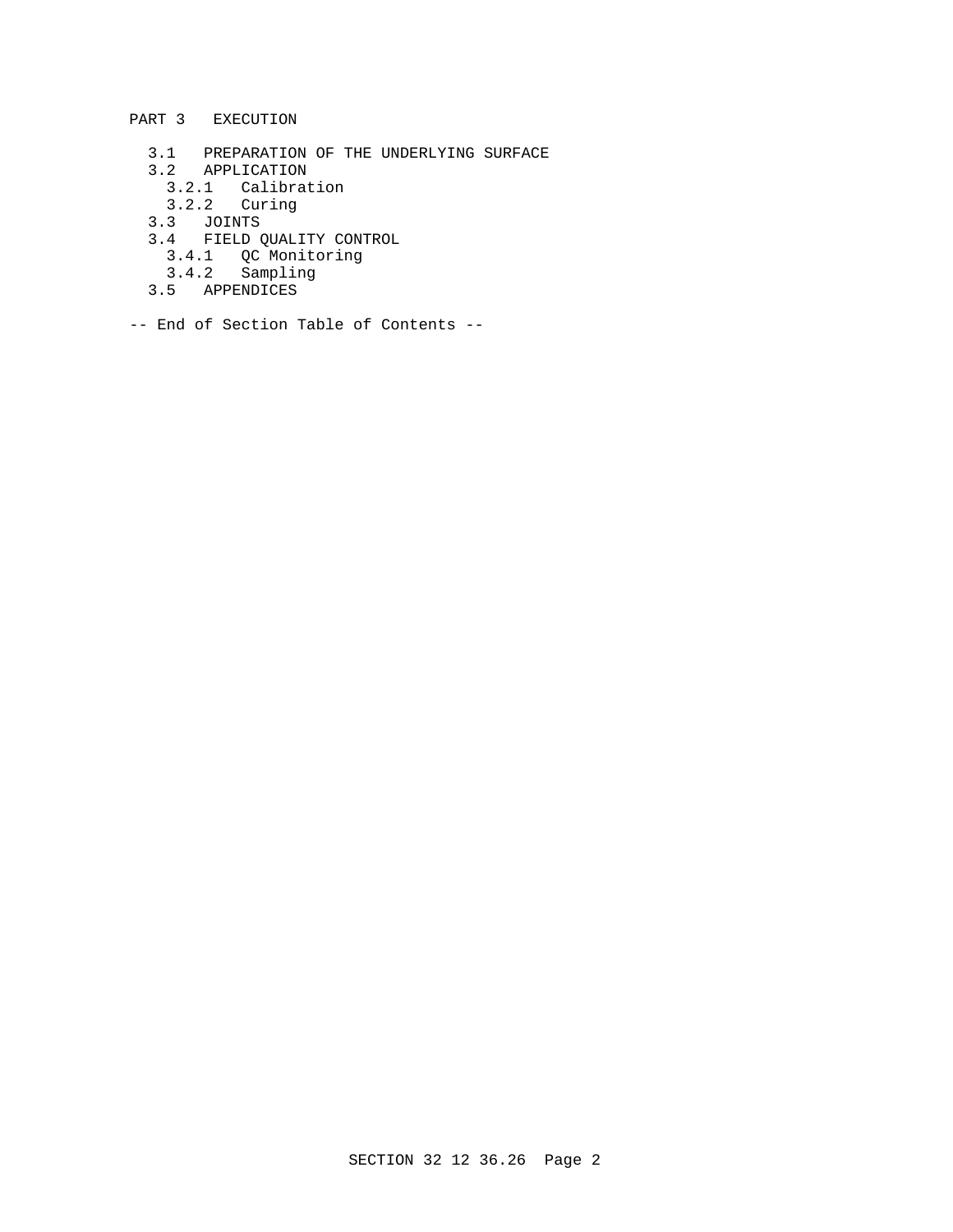PART 3 EXECUTION

- 3.1 PREPARATION OF THE UNDERLYING SURFACE
- 3.2 APPLICATION
  - 3.2.1 Calibration
  - 3.2.2 Curing
- 3.3 JOINTS
- 3.4 FIELD QUALITY CONTROL
  - 3.4.1 QC Monitoring
  - 3.4.2 Sampling
- 3.5 APPENDICES

-- End of Section Table of Contents --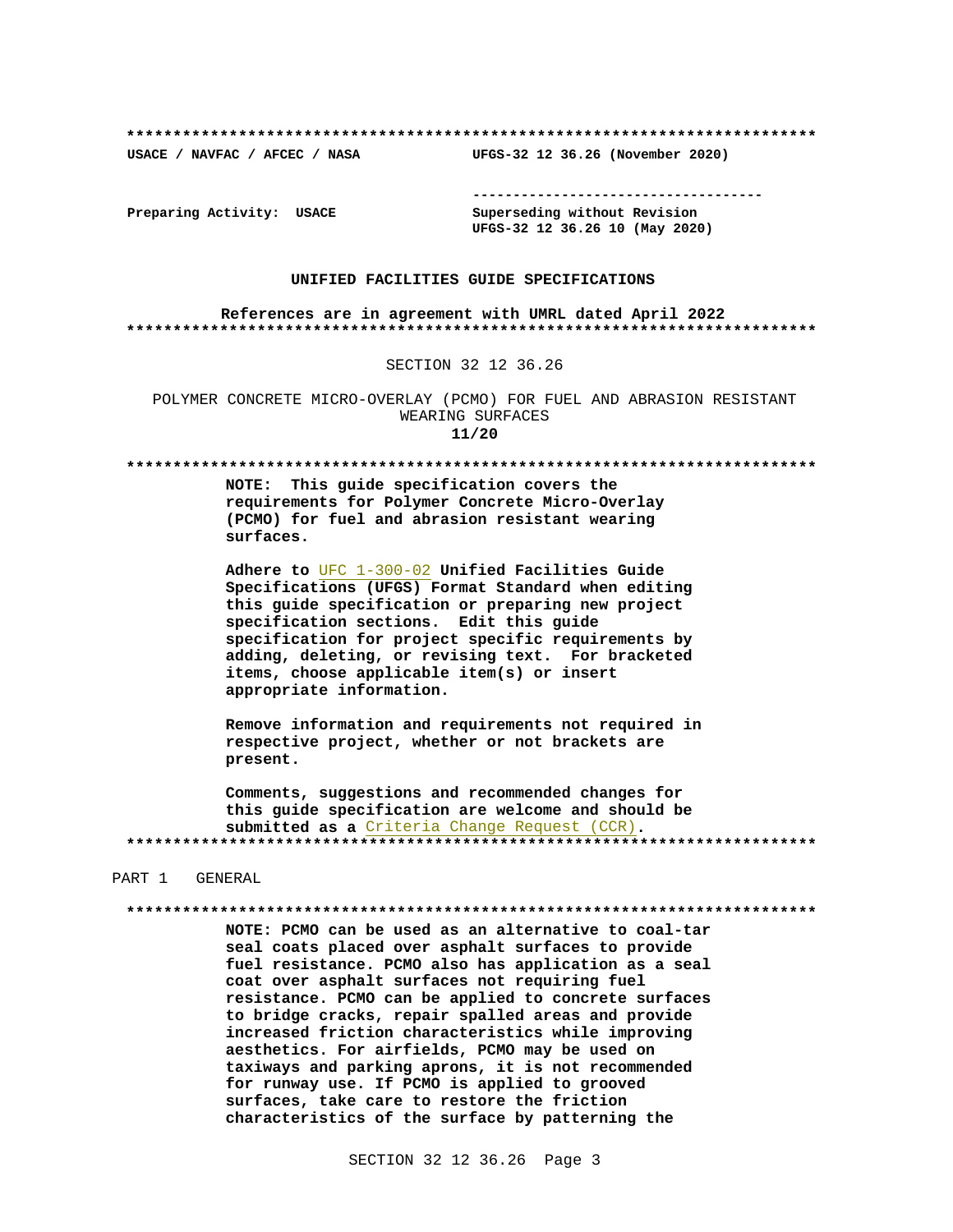**************************************************************************

USACE / NAVFAC / AFCEC / NASA                    UFGS-32 12 36.26 (November 2020)

-----------------------------------

Preparing Activity: USACE                        Superseding without Revision
UFGS-32 12 36.26 10 (May 2020)

**UNIFIED FACILITIES GUIDE SPECIFICATIONS**

**References are in agreement with UMRL dated April 2022**

**************************************************************************

# SECTION 32 12 36.26

# POLYMER CONCRETE MICRO-OVERLAY (PCMO) FOR FUEL AND ABRASION RESISTANT WEARING SURFACES

**11/20**

**************************************************************************

**NOTE: This guide specification covers the requirements for Polymer Concrete Micro-Overlay (PCMO) for fuel and abrasion resistant wearing surfaces.**

**Adhere to UFC 1-300-02 Unified Facilities Guide Specifications (UFGS) Format Standard when editing this guide specification or preparing new project specification sections. Edit this guide specification for project specific requirements by adding, deleting, or revising text. For bracketed items, choose applicable item(s) or insert appropriate information.**

**Remove information and requirements not required in respective project, whether or not brackets are present.**

**Comments, suggestions and recommended changes for this guide specification are welcome and should be submitted as a Criteria Change Request (CCR).**

**************************************************************************

## PART 1 GENERAL

**************************************************************************

**NOTE: PCMO can be used as an alternative to coal-tar seal coats placed over asphalt surfaces to provide fuel resistance. PCMO also has application as a seal coat over asphalt surfaces not requiring fuel resistance. PCMO can be applied to concrete surfaces to bridge cracks, repair spalled areas and provide increased friction characteristics while improving aesthetics. For airfields, PCMO may be used on taxiways and parking aprons, it is not recommended for runway use. If PCMO is applied to grooved surfaces, take care to restore the friction characteristics of the surface by patterning the**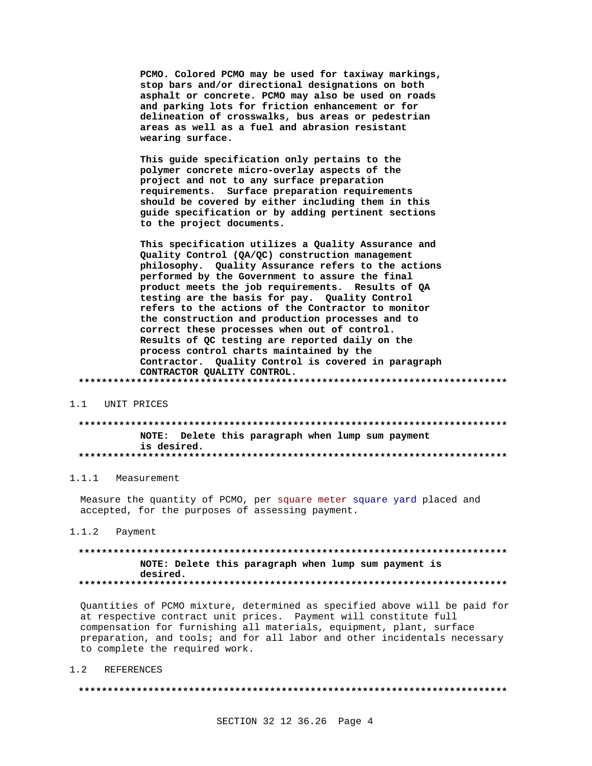**PCMO. Colored PCMO may be used for taxiway markings, stop bars and/or directional designations on both asphalt or concrete. PCMO may also be used on roads and parking lots for friction enhancement or for delineation of crosswalks, bus areas or pedestrian areas as well as a fuel and abrasion resistant wearing surface.**

**This guide specification only pertains to the polymer concrete micro-overlay aspects of the project and not to any surface preparation requirements. Surface preparation requirements should be covered by either including them in this guide specification or by adding pertinent sections to the project documents.**

**This specification utilizes a Quality Assurance and Quality Control (QA/QC) construction management philosophy. Quality Assurance refers to the actions performed by the Government to assure the final product meets the job requirements. Results of QA testing are the basis for pay. Quality Control refers to the actions of the Contractor to monitor the construction and production processes and to correct these processes when out of control. Results of QC testing are reported daily on the process control charts maintained by the Contractor. Quality Control is covered in paragraph CONTRACTOR QUALITY CONTROL.**

**************************************************************************

## 1.1 UNIT PRICES

**************************************************************************

**NOTE: Delete this paragraph when lump sum payment is desired.**

**************************************************************************

### 1.1.1 Measurement

Measure the quantity of PCMO, per square meter square yard placed and accepted, for the purposes of assessing payment.

### 1.1.2 Payment

**************************************************************************

**NOTE: Delete this paragraph when lump sum payment is desired.**

**************************************************************************

Quantities of PCMO mixture, determined as specified above will be paid for at respective contract unit prices. Payment will constitute full compensation for furnishing all materials, equipment, plant, surface preparation, and tools; and for all labor and other incidentals necessary to complete the required work.

## 1.2 REFERENCES

**************************************************************************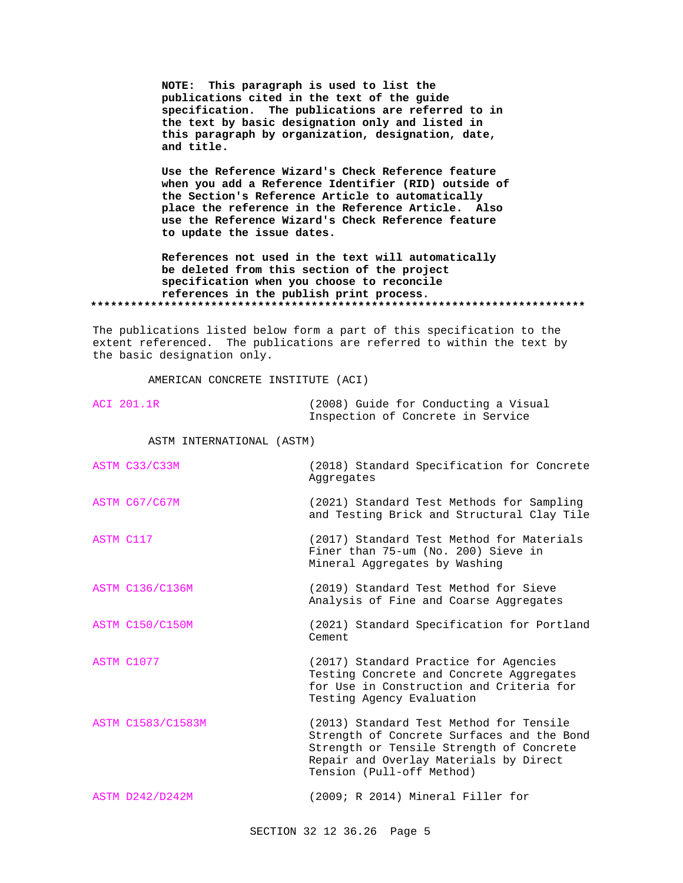**NOTE: This paragraph is used to list the publications cited in the text of the guide specification. The publications are referred to in the text by basic designation only and listed in this paragraph by organization, designation, date, and title.**

**Use the Reference Wizard's Check Reference feature when you add a Reference Identifier (RID) outside of the Section's Reference Article to automatically place the reference in the Reference Article. Also use the Reference Wizard's Check Reference feature to update the issue dates.**

**References not used in the text will automatically be deleted from this section of the project specification when you choose to reconcile references in the publish print process.**

**************************************************************************

The publications listed below form a part of this specification to the extent referenced. The publications are referred to within the text by the basic designation only.

AMERICAN CONCRETE INSTITUTE (ACI)

| | |
|---|---|
| ACI 201.1R | (2008) Guide for Conducting a Visual Inspection of Concrete in Service |

ASTM INTERNATIONAL (ASTM)

| | |
|---|---|
| ASTM C33/C33M | (2018) Standard Specification for Concrete Aggregates |
| ASTM C67/C67M | (2021) Standard Test Methods for Sampling and Testing Brick and Structural Clay Tile |
| ASTM C117 | (2017) Standard Test Method for Materials Finer than 75-um (No. 200) Sieve in Mineral Aggregates by Washing |
| ASTM C136/C136M | (2019) Standard Test Method for Sieve Analysis of Fine and Coarse Aggregates |
| ASTM C150/C150M | (2021) Standard Specification for Portland Cement |
| ASTM C1077 | (2017) Standard Practice for Agencies Testing Concrete and Concrete Aggregates for Use in Construction and Criteria for Testing Agency Evaluation |
| ASTM C1583/C1583M | (2013) Standard Test Method for Tensile Strength of Concrete Surfaces and the Bond Strength or Tensile Strength of Concrete Repair and Overlay Materials by Direct Tension (Pull-off Method) |
| ASTM D242/D242M | (2009; R 2014) Mineral Filler for |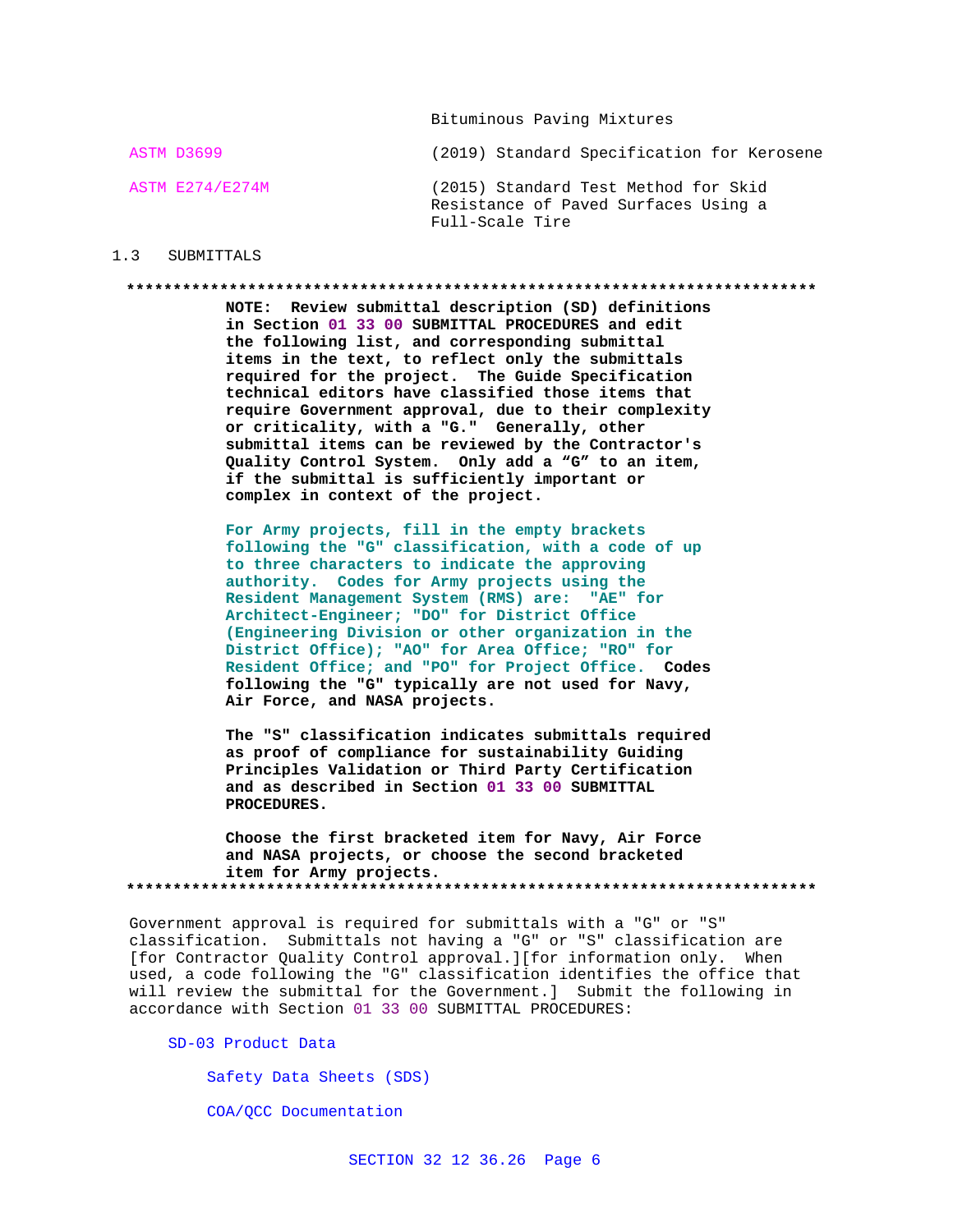| | |
|---|---|
| | Bituminous Paving Mixtures |
| ASTM D3699 | (2019) Standard Specification for Kerosene |
| ASTM E274/E274M | (2015) Standard Test Method for Skid Resistance of Paved Surfaces Using a Full-Scale Tire |

## 1.3 SUBMITTALS

**************************************************************************

**NOTE: Review submittal description (SD) definitions in Section 01 33 00 SUBMITTAL PROCEDURES and edit the following list, and corresponding submittal items in the text, to reflect only the submittals required for the project. The Guide Specification technical editors have classified those items that require Government approval, due to their complexity or criticality, with a "G." Generally, other submittal items can be reviewed by the Contractor's Quality Control System. Only add a "G" to an item, if the submittal is sufficiently important or complex in context of the project.**

**For Army projects, fill in the empty brackets following the "G" classification, with a code of up to three characters to indicate the approving authority. Codes for Army projects using the Resident Management System (RMS) are: "AE" for Architect-Engineer; "DO" for District Office (Engineering Division or other organization in the District Office); "AO" for Area Office; "RO" for Resident Office; and "PO" for Project Office. Codes following the "G" typically are not used for Navy, Air Force, and NASA projects.**

**The "S" classification indicates submittals required as proof of compliance for sustainability Guiding Principles Validation or Third Party Certification and as described in Section 01 33 00 SUBMITTAL PROCEDURES.**

**Choose the first bracketed item for Navy, Air Force and NASA projects, or choose the second bracketed item for Army projects.**

**************************************************************************

Government approval is required for submittals with a "G" or "S" classification. Submittals not having a "G" or "S" classification are [for Contractor Quality Control approval.][for information only. When used, a code following the "G" classification identifies the office that will review the submittal for the Government.] Submit the following in accordance with Section 01 33 00 SUBMITTAL PROCEDURES:

SD-03 Product Data

- Safety Data Sheets (SDS)
- COA/QCC Documentation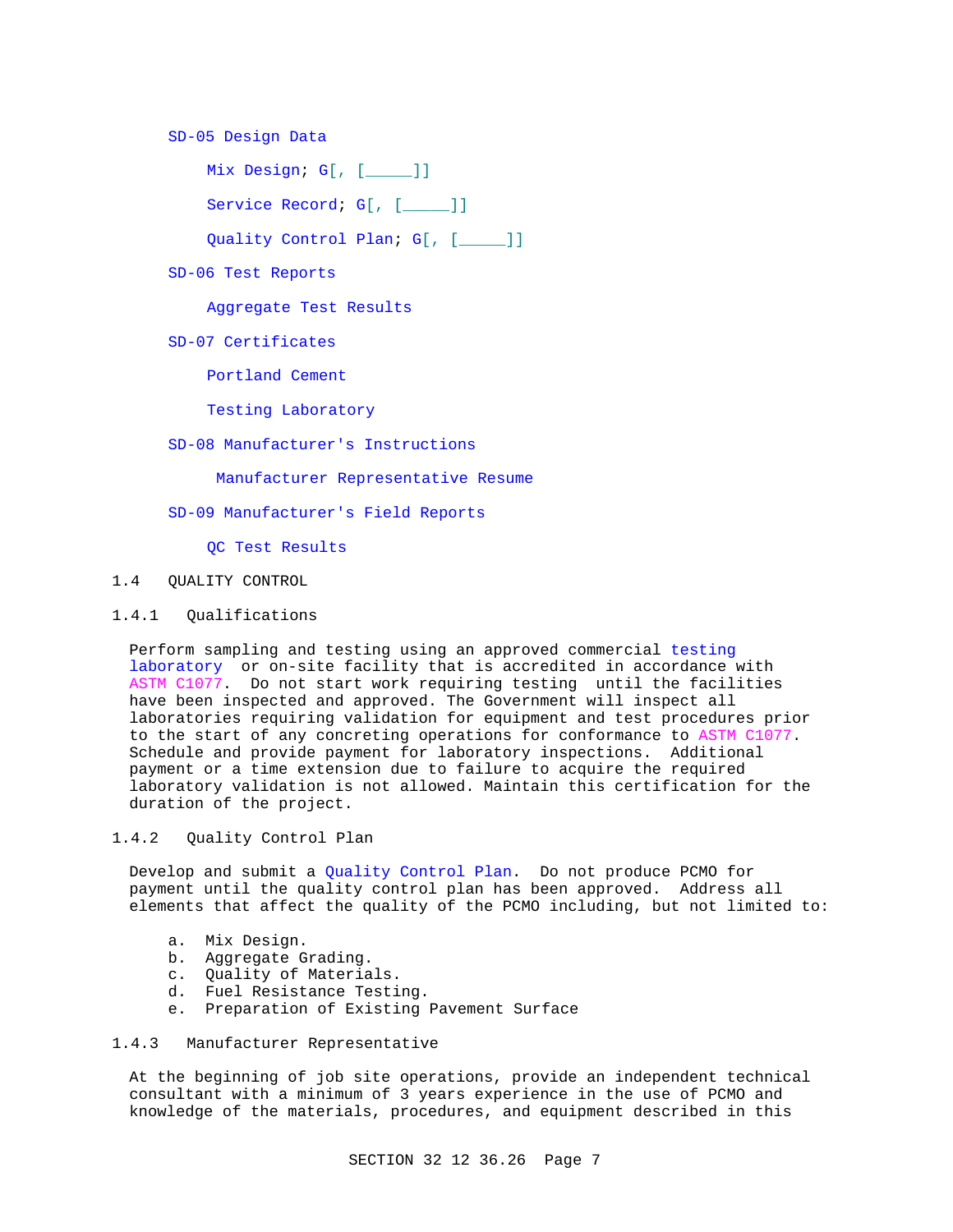SD-05 Design Data

Mix Design; G[, [_____]]

Service Record; G[, [_____]]

Quality Control Plan; G[, [_____]]

SD-06 Test Reports

Aggregate Test Results

SD-07 Certificates

Portland Cement

Testing Laboratory

SD-08 Manufacturer's Instructions

Manufacturer Representative Resume

SD-09 Manufacturer's Field Reports

QC Test Results

## 1.4 QUALITY CONTROL

### 1.4.1 Qualifications

Perform sampling and testing using an approved commercial testing laboratory or on-site facility that is accredited in accordance with ASTM C1077. Do not start work requiring testing until the facilities have been inspected and approved. The Government will inspect all laboratories requiring validation for equipment and test procedures prior to the start of any concreting operations for conformance to ASTM C1077. Schedule and provide payment for laboratory inspections. Additional payment or a time extension due to failure to acquire the required laboratory validation is not allowed. Maintain this certification for the duration of the project.

### 1.4.2 Quality Control Plan

Develop and submit a Quality Control Plan. Do not produce PCMO for payment until the quality control plan has been approved. Address all elements that affect the quality of the PCMO including, but not limited to:

a. Mix Design.
b. Aggregate Grading.
c. Quality of Materials.
d. Fuel Resistance Testing.
e. Preparation of Existing Pavement Surface

### 1.4.3 Manufacturer Representative

At the beginning of job site operations, provide an independent technical consultant with a minimum of 3 years experience in the use of PCMO and knowledge of the materials, procedures, and equipment described in this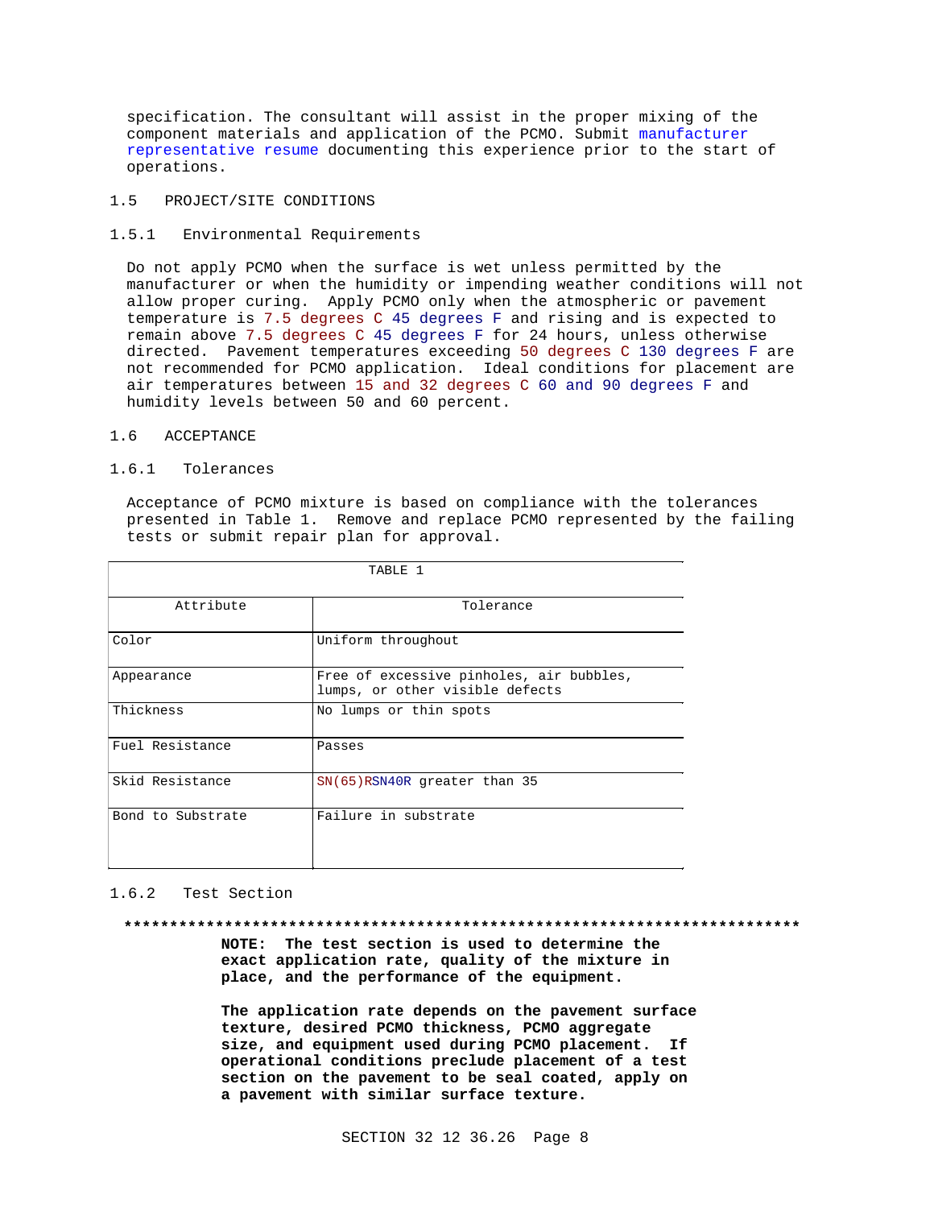specification. The consultant will assist in the proper mixing of the component materials and application of the PCMO. Submit manufacturer representative resume documenting this experience prior to the start of operations.

## 1.5 PROJECT/SITE CONDITIONS

### 1.5.1 Environmental Requirements

Do not apply PCMO when the surface is wet unless permitted by the manufacturer or when the humidity or impending weather conditions will not allow proper curing. Apply PCMO only when the atmospheric or pavement temperature is 7.5 degrees C 45 degrees F and rising and is expected to remain above 7.5 degrees C 45 degrees F for 24 hours, unless otherwise directed. Pavement temperatures exceeding 50 degrees C 130 degrees F are not recommended for PCMO application. Ideal conditions for placement are air temperatures between 15 and 32 degrees C 60 and 90 degrees F and humidity levels between 50 and 60 percent.

## 1.6 ACCEPTANCE

### 1.6.1 Tolerances

Acceptance of PCMO mixture is based on compliance with the tolerances presented in Table 1. Remove and replace PCMO represented by the failing tests or submit repair plan for approval.

TABLE 1

| Attribute | Tolerance |
|---|---|
| Color | Uniform throughout |
| Appearance | Free of excessive pinholes, air bubbles, lumps, or other visible defects |
| Thickness | No lumps or thin spots |
| Fuel Resistance | Passes |
| Skid Resistance | SN(65)RSN40R greater than 35 |
| Bond to Substrate | Failure in substrate |

### 1.6.2 Test Section

**************************************************************************

**NOTE: The test section is used to determine the exact application rate, quality of the mixture in place, and the performance of the equipment.**

**The application rate depends on the pavement surface texture, desired PCMO thickness, PCMO aggregate size, and equipment used during PCMO placement. If operational conditions preclude placement of a test section on the pavement to be seal coated, apply on a pavement with similar surface texture.**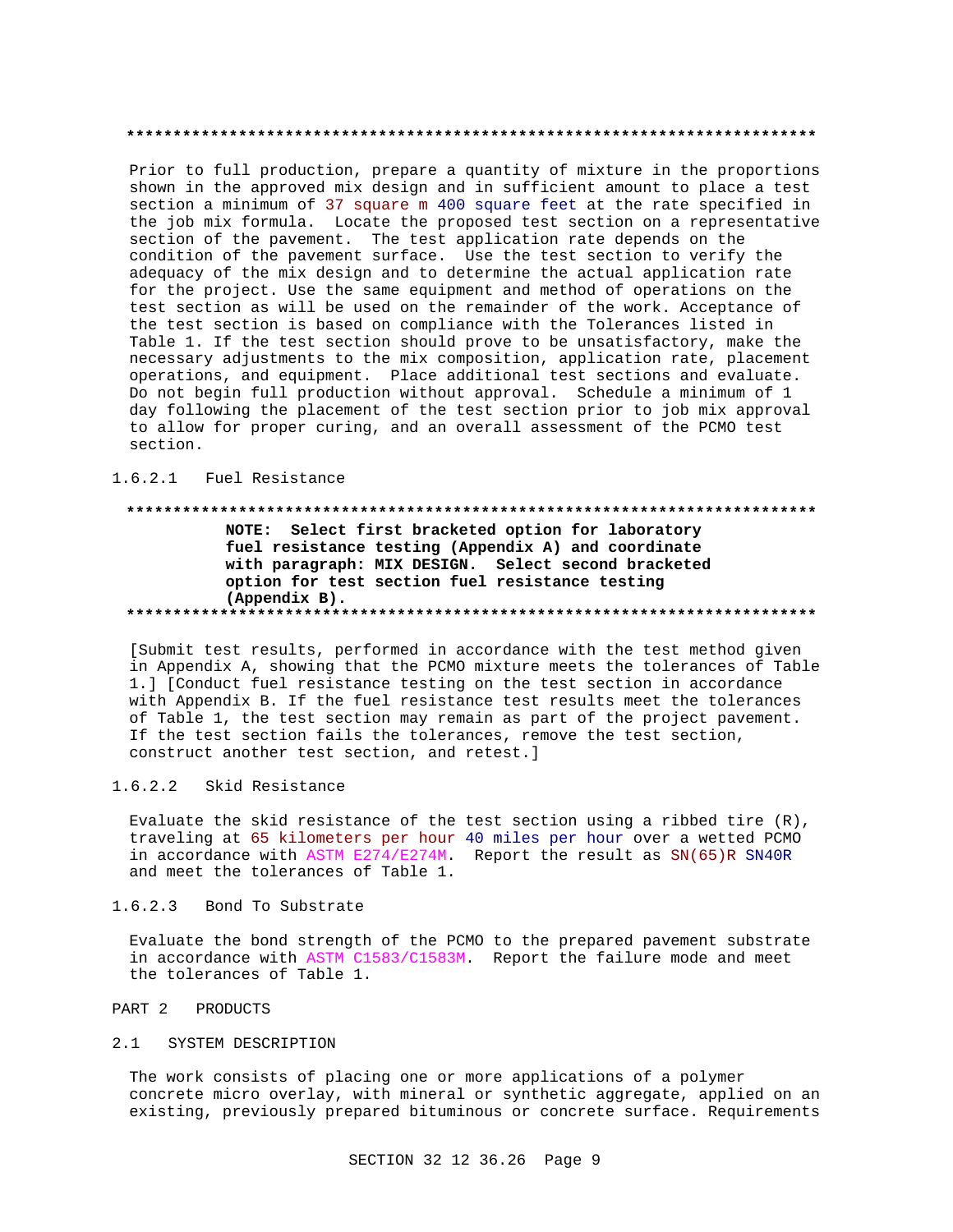**************************************************************************

Prior to full production, prepare a quantity of mixture in the proportions shown in the approved mix design and in sufficient amount to place a test section a minimum of 37 square m 400 square feet at the rate specified in the job mix formula. Locate the proposed test section on a representative section of the pavement. The test application rate depends on the condition of the pavement surface. Use the test section to verify the adequacy of the mix design and to determine the actual application rate for the project. Use the same equipment and method of operations on the test section as will be used on the remainder of the work. Acceptance of the test section is based on compliance with the Tolerances listed in Table 1. If the test section should prove to be unsatisfactory, make the necessary adjustments to the mix composition, application rate, placement operations, and equipment. Place additional test sections and evaluate. Do not begin full production without approval. Schedule a minimum of 1 day following the placement of the test section prior to job mix approval to allow for proper curing, and an overall assessment of the PCMO test section.

1.6.2.1 Fuel Resistance

**************************************************************************

**NOTE: Select first bracketed option for laboratory fuel resistance testing (Appendix A) and coordinate with paragraph: MIX DESIGN. Select second bracketed option for test section fuel resistance testing (Appendix B).**

**************************************************************************

[Submit test results, performed in accordance with the test method given in Appendix A, showing that the PCMO mixture meets the tolerances of Table 1.] [Conduct fuel resistance testing on the test section in accordance with Appendix B. If the fuel resistance test results meet the tolerances of Table 1, the test section may remain as part of the project pavement. If the test section fails the tolerances, remove the test section, construct another test section, and retest.]

1.6.2.2 Skid Resistance

Evaluate the skid resistance of the test section using a ribbed tire (R), traveling at 65 kilometers per hour 40 miles per hour over a wetted PCMO in accordance with ASTM E274/E274M. Report the result as SN(65)R SN40R and meet the tolerances of Table 1.

1.6.2.3 Bond To Substrate

Evaluate the bond strength of the PCMO to the prepared pavement substrate in accordance with ASTM C1583/C1583M. Report the failure mode and meet the tolerances of Table 1.

PART 2 PRODUCTS

2.1 SYSTEM DESCRIPTION

The work consists of placing one or more applications of a polymer concrete micro overlay, with mineral or synthetic aggregate, applied on an existing, previously prepared bituminous or concrete surface. Requirements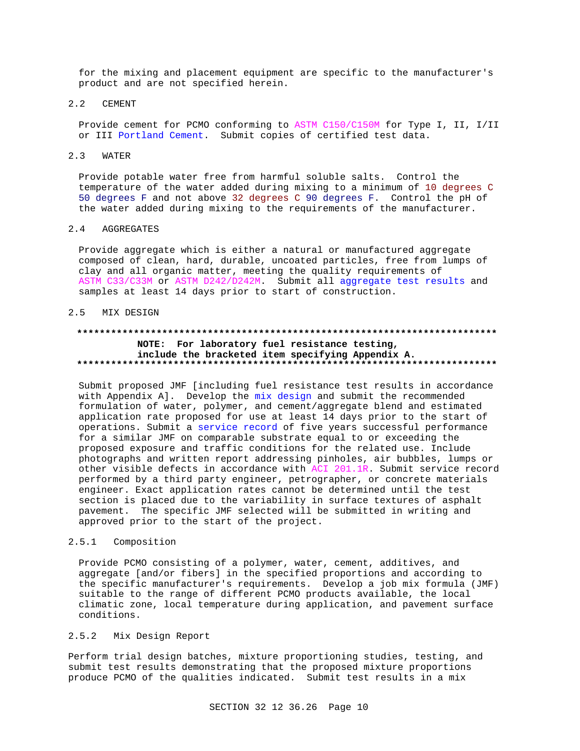for the mixing and placement equipment are specific to the manufacturer's product and are not specified herein.

## 2.2 CEMENT

Provide cement for PCMO conforming to ASTM C150/C150M for Type I, II, I/II or III Portland Cement. Submit copies of certified test data.

## 2.3 WATER

Provide potable water free from harmful soluble salts. Control the temperature of the water added during mixing to a minimum of 10 degrees C 50 degrees F and not above 32 degrees C 90 degrees F. Control the pH of the water added during mixing to the requirements of the manufacturer.

## 2.4 AGGREGATES

Provide aggregate which is either a natural or manufactured aggregate composed of clean, hard, durable, uncoated particles, free from lumps of clay and all organic matter, meeting the quality requirements of ASTM C33/C33M or ASTM D242/D242M. Submit all aggregate test results and samples at least 14 days prior to start of construction.

## 2.5 MIX DESIGN

**************************************************************************

**NOTE: For laboratory fuel resistance testing, include the bracketed item specifying Appendix A.**

**************************************************************************

Submit proposed JMF [including fuel resistance test results in accordance with Appendix A]. Develop the mix design and submit the recommended formulation of water, polymer, and cement/aggregate blend and estimated application rate proposed for use at least 14 days prior to the start of operations. Submit a service record of five years successful performance for a similar JMF on comparable substrate equal to or exceeding the proposed exposure and traffic conditions for the related use. Include photographs and written report addressing pinholes, air bubbles, lumps or other visible defects in accordance with ACI 201.1R. Submit service record performed by a third party engineer, petrographer, or concrete materials engineer. Exact application rates cannot be determined until the test section is placed due to the variability in surface textures of asphalt pavement. The specific JMF selected will be submitted in writing and approved prior to the start of the project.

### 2.5.1 Composition

Provide PCMO consisting of a polymer, water, cement, additives, and aggregate [and/or fibers] in the specified proportions and according to the specific manufacturer's requirements. Develop a job mix formula (JMF) suitable to the range of different PCMO products available, the local climatic zone, local temperature during application, and pavement surface conditions.

### 2.5.2 Mix Design Report

Perform trial design batches, mixture proportioning studies, testing, and submit test results demonstrating that the proposed mixture proportions produce PCMO of the qualities indicated. Submit test results in a mix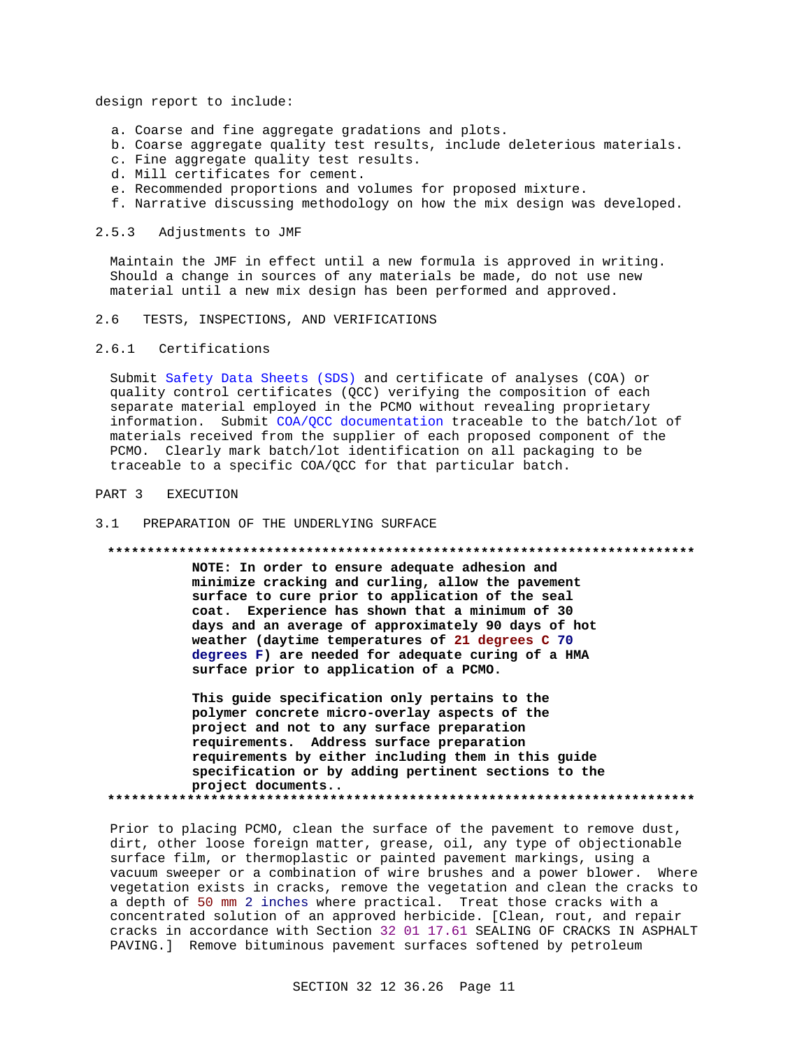design report to include:

a. Coarse and fine aggregate gradations and plots.
b. Coarse aggregate quality test results, include deleterious materials.
c. Fine aggregate quality test results.
d. Mill certificates for cement.
e. Recommended proportions and volumes for proposed mixture.
f. Narrative discussing methodology on how the mix design was developed.

#### 2.5.3 Adjustments to JMF

Maintain the JMF in effect until a new formula is approved in writing. Should a change in sources of any materials be made, do not use new material until a new mix design has been performed and approved.

### 2.6 TESTS, INSPECTIONS, AND VERIFICATIONS

#### 2.6.1 Certifications

Submit Safety Data Sheets (SDS) and certificate of analyses (COA) or quality control certificates (QCC) verifying the composition of each separate material employed in the PCMO without revealing proprietary information. Submit COA/QCC documentation traceable to the batch/lot of materials received from the supplier of each proposed component of the PCMO. Clearly mark batch/lot identification on all packaging to be traceable to a specific COA/QCC for that particular batch.

## PART 3 EXECUTION

### 3.1 PREPARATION OF THE UNDERLYING SURFACE

**************************************************************************

**NOTE: In order to ensure adequate adhesion and minimize cracking and curling, allow the pavement surface to cure prior to application of the seal coat. Experience has shown that a minimum of 30 days and an average of approximately 90 days of hot weather (daytime temperatures of 21 degrees C 70 degrees F) are needed for adequate curing of a HMA surface prior to application of a PCMO.**

**This guide specification only pertains to the polymer concrete micro-overlay aspects of the project and not to any surface preparation requirements. Address surface preparation requirements by either including them in this guide specification or by adding pertinent sections to the project documents..**

**************************************************************************

Prior to placing PCMO, clean the surface of the pavement to remove dust, dirt, other loose foreign matter, grease, oil, any type of objectionable surface film, or thermoplastic or painted pavement markings, using a vacuum sweeper or a combination of wire brushes and a power blower. Where vegetation exists in cracks, remove the vegetation and clean the cracks to a depth of 50 mm 2 inches where practical. Treat those cracks with a concentrated solution of an approved herbicide. [Clean, rout, and repair cracks in accordance with Section 32 01 17.61 SEALING OF CRACKS IN ASPHALT PAVING.] Remove bituminous pavement surfaces softened by petroleum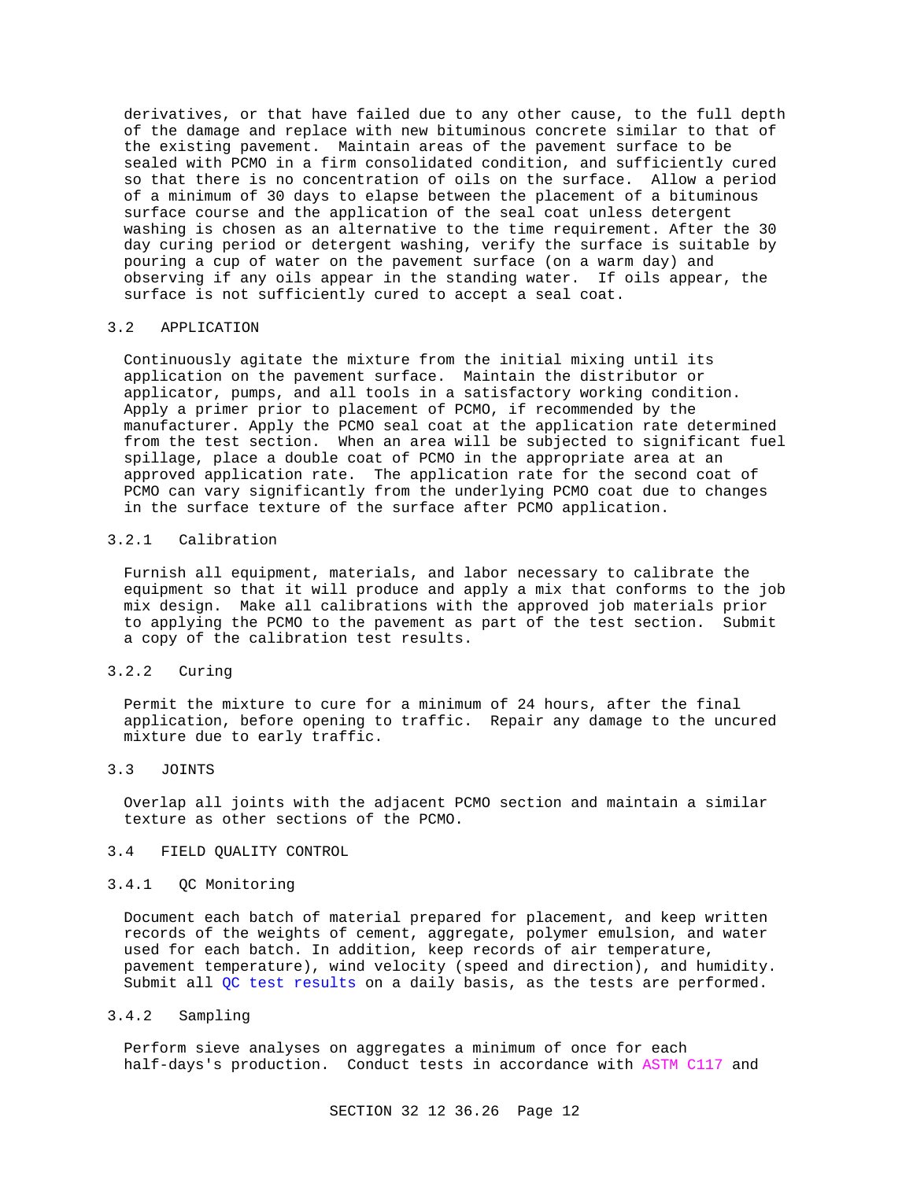derivatives, or that have failed due to any other cause, to the full depth of the damage and replace with new bituminous concrete similar to that of the existing pavement. Maintain areas of the pavement surface to be sealed with PCMO in a firm consolidated condition, and sufficiently cured so that there is no concentration of oils on the surface. Allow a period of a minimum of 30 days to elapse between the placement of a bituminous surface course and the application of the seal coat unless detergent washing is chosen as an alternative to the time requirement. After the 30 day curing period or detergent washing, verify the surface is suitable by pouring a cup of water on the pavement surface (on a warm day) and observing if any oils appear in the standing water. If oils appear, the surface is not sufficiently cured to accept a seal coat.

## 3.2 APPLICATION

Continuously agitate the mixture from the initial mixing until its application on the pavement surface. Maintain the distributor or applicator, pumps, and all tools in a satisfactory working condition. Apply a primer prior to placement of PCMO, if recommended by the manufacturer. Apply the PCMO seal coat at the application rate determined from the test section. When an area will be subjected to significant fuel spillage, place a double coat of PCMO in the appropriate area at an approved application rate. The application rate for the second coat of PCMO can vary significantly from the underlying PCMO coat due to changes in the surface texture of the surface after PCMO application.

### 3.2.1 Calibration

Furnish all equipment, materials, and labor necessary to calibrate the equipment so that it will produce and apply a mix that conforms to the job mix design. Make all calibrations with the approved job materials prior to applying the PCMO to the pavement as part of the test section. Submit a copy of the calibration test results.

### 3.2.2 Curing

Permit the mixture to cure for a minimum of 24 hours, after the final application, before opening to traffic. Repair any damage to the uncured mixture due to early traffic.

## 3.3 JOINTS

Overlap all joints with the adjacent PCMO section and maintain a similar texture as other sections of the PCMO.

## 3.4 FIELD QUALITY CONTROL

### 3.4.1 QC Monitoring

Document each batch of material prepared for placement, and keep written records of the weights of cement, aggregate, polymer emulsion, and water used for each batch. In addition, keep records of air temperature, pavement temperature), wind velocity (speed and direction), and humidity. Submit all QC test results on a daily basis, as the tests are performed.

### 3.4.2 Sampling

Perform sieve analyses on aggregates a minimum of once for each half-days's production. Conduct tests in accordance with ASTM C117 and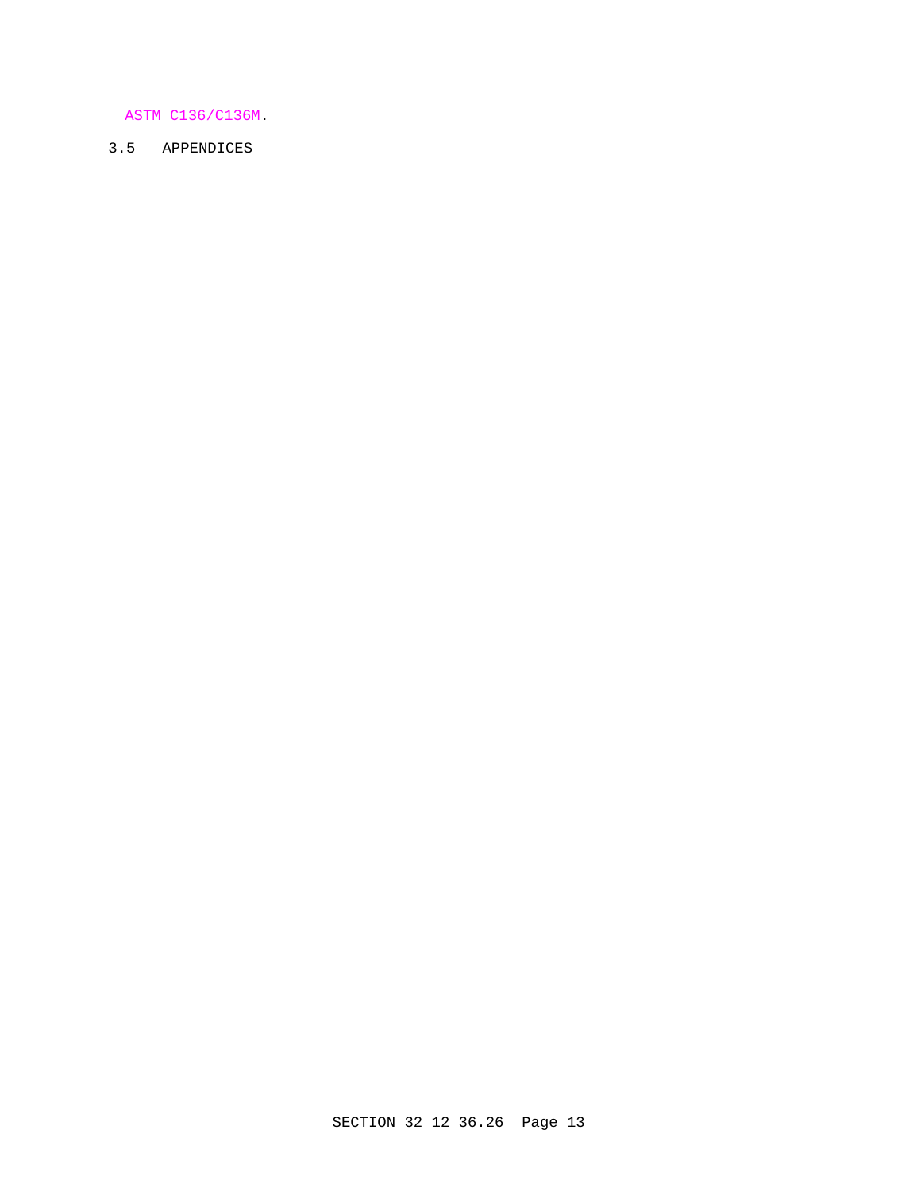ASTM C136/C136M.

## 3.5 APPENDICES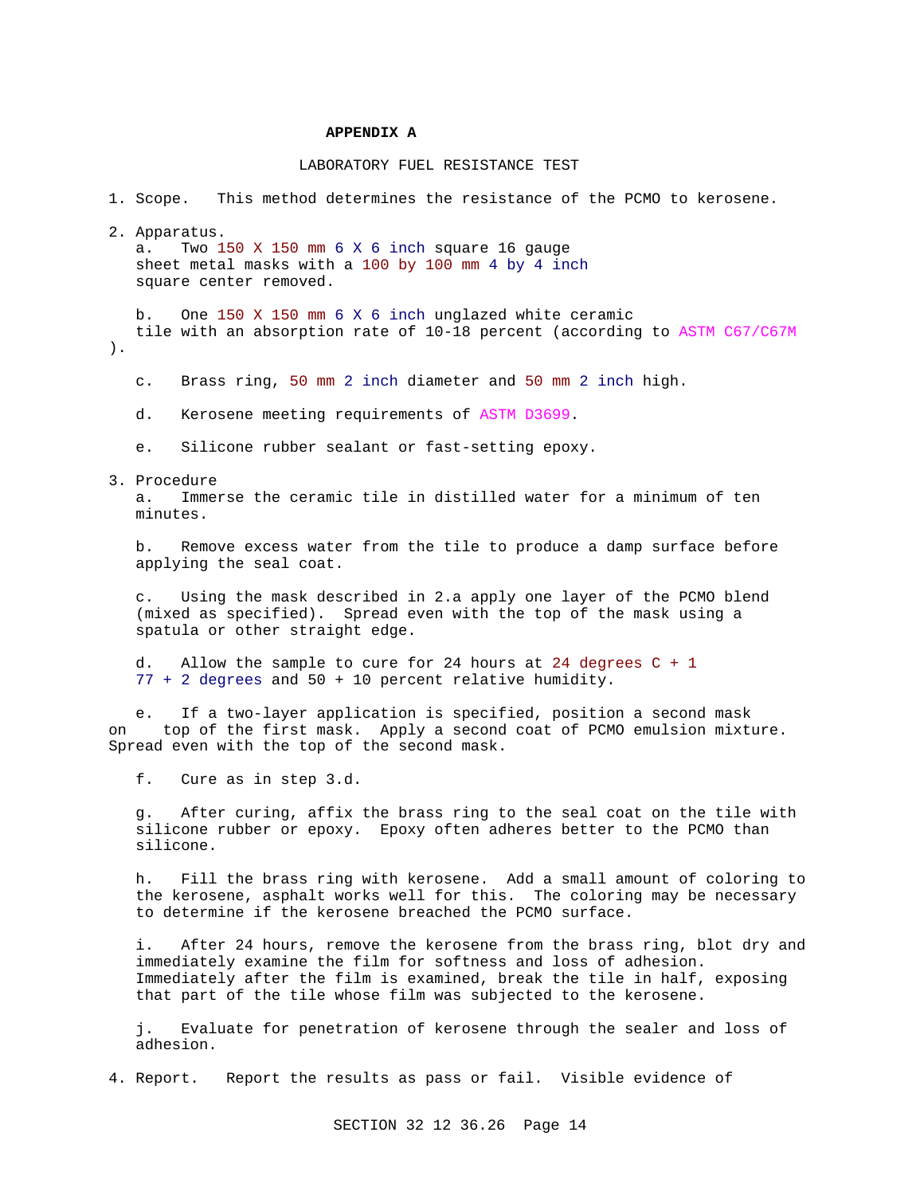# APPENDIX A

## LABORATORY FUEL RESISTANCE TEST

1. Scope. This method determines the resistance of the PCMO to kerosene.

2. Apparatus.
   a. Two 150 X 150 mm 6 X 6 inch square 16 gauge sheet metal masks with a 100 by 100 mm 4 by 4 inch square center removed.

   b. One 150 X 150 mm 6 X 6 inch unglazed white ceramic tile with an absorption rate of 10-18 percent (according to ASTM C67/C67M ).

   c. Brass ring, 50 mm 2 inch diameter and 50 mm 2 inch high.

   d. Kerosene meeting requirements of ASTM D3699.

   e. Silicone rubber sealant or fast-setting epoxy.

3. Procedure
   a. Immerse the ceramic tile in distilled water for a minimum of ten minutes.

   b. Remove excess water from the tile to produce a damp surface before applying the seal coat.

   c. Using the mask described in 2.a apply one layer of the PCMO blend (mixed as specified). Spread even with the top of the mask using a spatula or other straight edge.

   d. Allow the sample to cure for 24 hours at 24 degrees C + 1 77 + 2 degrees and 50 + 10 percent relative humidity.

   e. If a two-layer application is specified, position a second mask on top of the first mask. Apply a second coat of PCMO emulsion mixture. Spread even with the top of the second mask.

   f. Cure as in step 3.d.

   g. After curing, affix the brass ring to the seal coat on the tile with silicone rubber or epoxy. Epoxy often adheres better to the PCMO than silicone.

   h. Fill the brass ring with kerosene. Add a small amount of coloring to the kerosene, asphalt works well for this. The coloring may be necessary to determine if the kerosene breached the PCMO surface.

   i. After 24 hours, remove the kerosene from the brass ring, blot dry and immediately examine the film for softness and loss of adhesion. Immediately after the film is examined, break the tile in half, exposing that part of the tile whose film was subjected to the kerosene.

   j. Evaluate for penetration of kerosene through the sealer and loss of adhesion.

4. Report. Report the results as pass or fail. Visible evidence of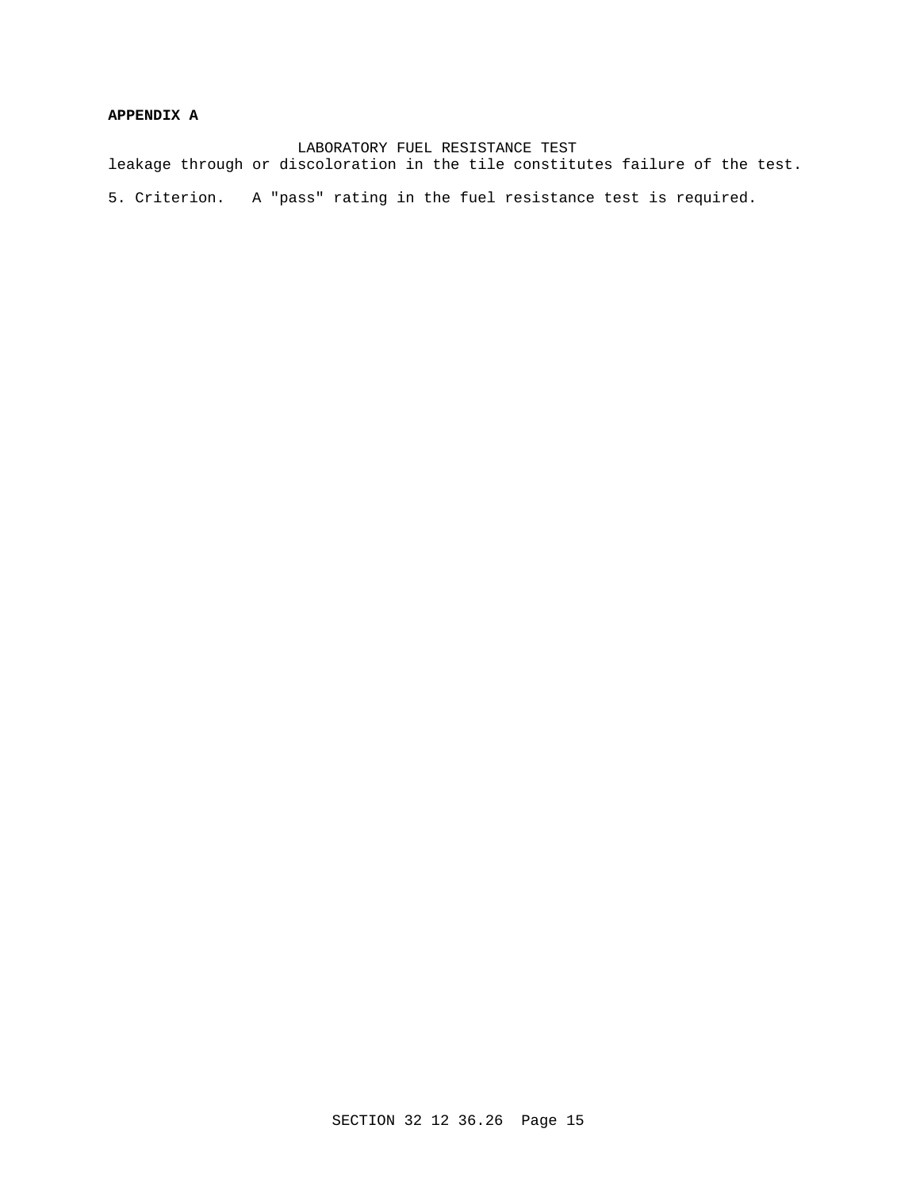**APPENDIX A**

LABORATORY FUEL RESISTANCE TEST

leakage through or discoloration in the tile constitutes failure of the test.

5. Criterion. A "pass" rating in the fuel resistance test is required.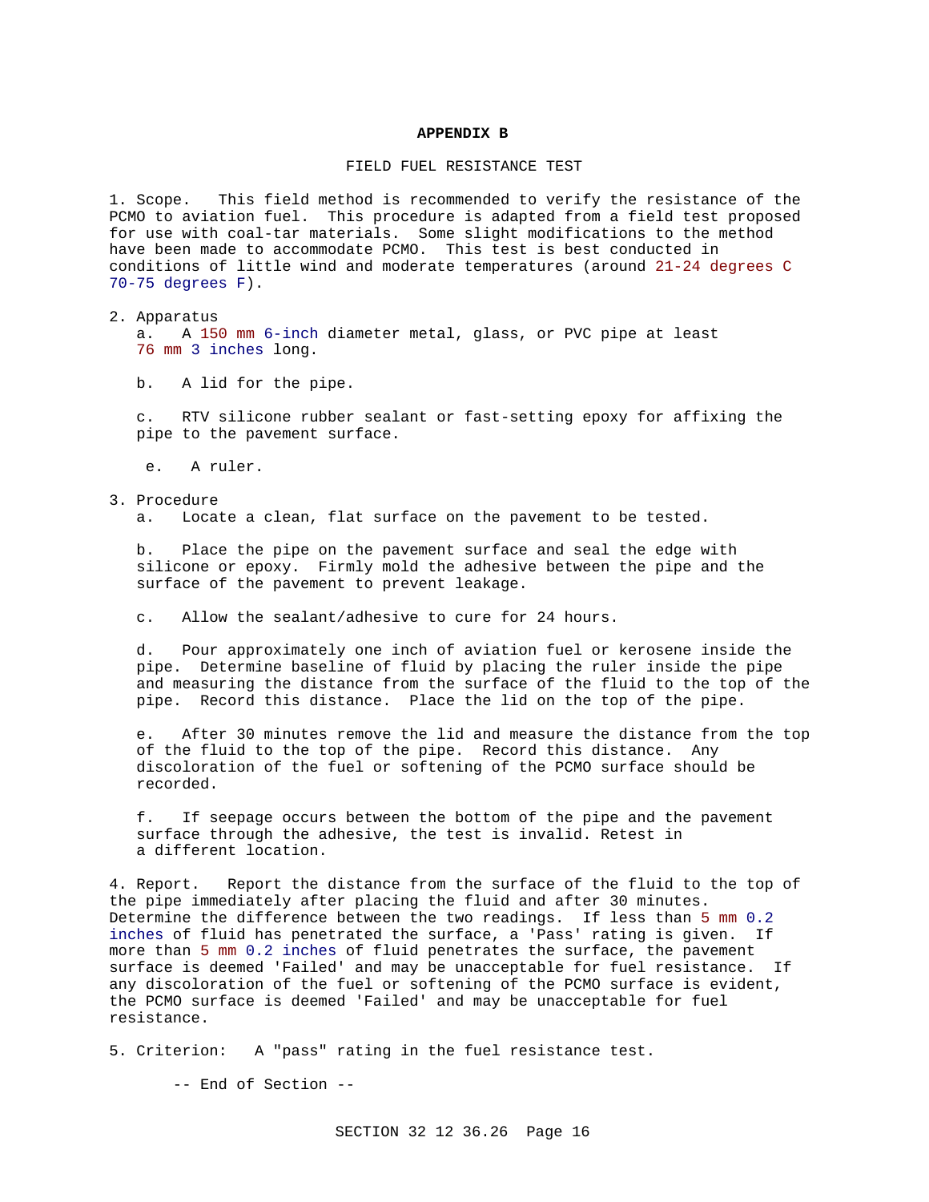# APPENDIX B

## FIELD FUEL RESISTANCE TEST

1. Scope. This field method is recommended to verify the resistance of the PCMO to aviation fuel. This procedure is adapted from a field test proposed for use with coal-tar materials. Some slight modifications to the method have been made to accommodate PCMO. This test is best conducted in conditions of little wind and moderate temperatures (around 21-24 degrees C 70-75 degrees F).

2. Apparatus

   a. A 150 mm 6-inch diameter metal, glass, or PVC pipe at least 76 mm 3 inches long.

   b. A lid for the pipe.

   c. RTV silicone rubber sealant or fast-setting epoxy for affixing the pipe to the pavement surface.

   e. A ruler.

3. Procedure

   a. Locate a clean, flat surface on the pavement to be tested.

   b. Place the pipe on the pavement surface and seal the edge with silicone or epoxy. Firmly mold the adhesive between the pipe and the surface of the pavement to prevent leakage.

   c. Allow the sealant/adhesive to cure for 24 hours.

   d. Pour approximately one inch of aviation fuel or kerosene inside the pipe. Determine baseline of fluid by placing the ruler inside the pipe and measuring the distance from the surface of the fluid to the top of the pipe. Record this distance. Place the lid on the top of the pipe.

   e. After 30 minutes remove the lid and measure the distance from the top of the fluid to the top of the pipe. Record this distance. Any discoloration of the fuel or softening of the PCMO surface should be recorded.

   f. If seepage occurs between the bottom of the pipe and the pavement surface through the adhesive, the test is invalid. Retest in a different location.

4. Report. Report the distance from the surface of the fluid to the top of the pipe immediately after placing the fluid and after 30 minutes. Determine the difference between the two readings. If less than 5 mm 0.2 inches of fluid has penetrated the surface, a 'Pass' rating is given. If more than 5 mm 0.2 inches of fluid penetrates the surface, the pavement surface is deemed 'Failed' and may be unacceptable for fuel resistance. If any discoloration of the fuel or softening of the PCMO surface is evident, the PCMO surface is deemed 'Failed' and may be unacceptable for fuel resistance.

5. Criterion: A "pass" rating in the fuel resistance test.

-- End of Section --